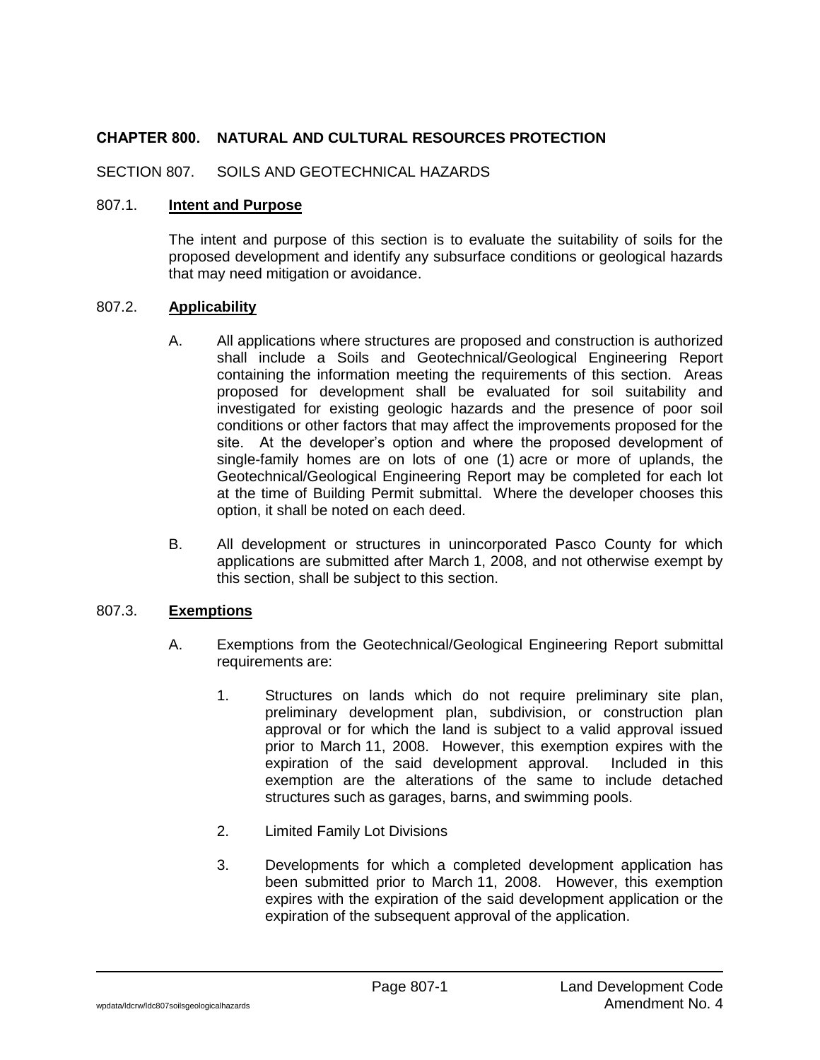# CHAPTER 800. NATURAL AND CULTURAL RESOURCES PROTECTION

## SECTION 807. SOILS AND GEOTECHNICAL HAZARDS

### 807.1. **Intent and Purpose**

The intent and purpose of this section is to evaluate the suitability of soils for the proposed development and identify any subsurface conditions or geological hazards that may need mitigation or avoidance.

### 807.2. **Applicability**

A. All applications where structures are proposed and construction is authorized shall include a Soils and Geotechnical/Geological Engineering Report containing the information meeting the requirements of this section. Areas proposed for development shall be evaluated for soil suitability and investigated for existing geologic hazards and the presence of poor soil conditions or other factors that may affect the improvements proposed for the site. At the developer's option and where the proposed development of single-family homes are on lots of one (1) acre or more of uplands, the Geotechnical/Geological Engineering Report may be completed for each lot at the time of Building Permit submittal. Where the developer chooses this option, it shall be noted on each deed.

B. All development or structures in unincorporated Pasco County for which applications are submitted after March 1, 2008, and not otherwise exempt by this section, shall be subject to this section.

### 807.3. **Exemptions**

A. Exemptions from the Geotechnical/Geological Engineering Report submittal requirements are:

1. Structures on lands which do not require preliminary site plan, preliminary development plan, subdivision, or construction plan approval or for which the land is subject to a valid approval issued prior to March 11, 2008. However, this exemption expires with the expiration of the said development approval. Included in this exemption are the alterations of the same to include detached structures such as garages, barns, and swimming pools.

2. Limited Family Lot Divisions

3. Developments for which a completed development application has been submitted prior to March 11, 2008. However, this exemption expires with the expiration of the said development application or the expiration of the subsequent approval of the application.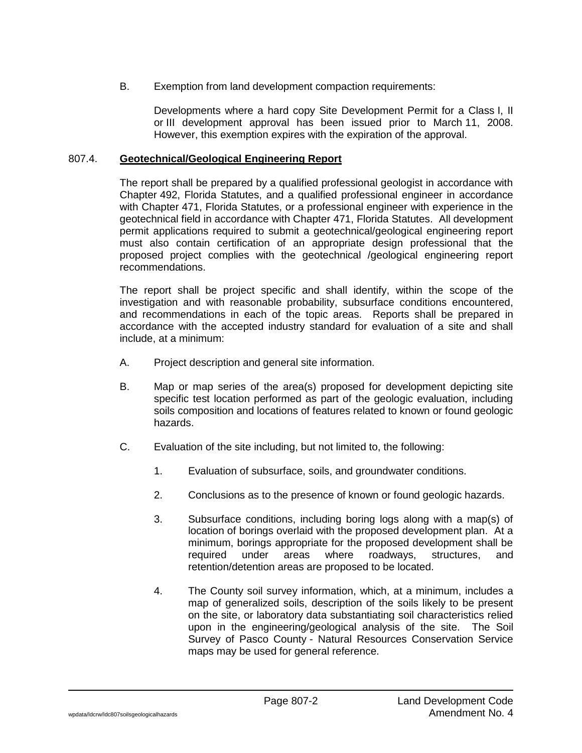B. Exemption from land development compaction requirements:

Developments where a hard copy Site Development Permit for a Class I, II or III development approval has been issued prior to March 11, 2008. However, this exemption expires with the expiration of the approval.

## 807.4. Geotechnical/Geological Engineering Report

The report shall be prepared by a qualified professional geologist in accordance with Chapter 492, Florida Statutes, and a qualified professional engineer in accordance with Chapter 471, Florida Statutes, or a professional engineer with experience in the geotechnical field in accordance with Chapter 471, Florida Statutes. All development permit applications required to submit a geotechnical/geological engineering report must also contain certification of an appropriate design professional that the proposed project complies with the geotechnical /geological engineering report recommendations.

The report shall be project specific and shall identify, within the scope of the investigation and with reasonable probability, subsurface conditions encountered, and recommendations in each of the topic areas. Reports shall be prepared in accordance with the accepted industry standard for evaluation of a site and shall include, at a minimum:

A. Project description and general site information.

B. Map or map series of the area(s) proposed for development depicting site specific test location performed as part of the geologic evaluation, including soils composition and locations of features related to known or found geologic hazards.

C. Evaluation of the site including, but not limited to, the following:

1. Evaluation of subsurface, soils, and groundwater conditions.

2. Conclusions as to the presence of known or found geologic hazards.

3. Subsurface conditions, including boring logs along with a map(s) of location of borings overlaid with the proposed development plan. At a minimum, borings appropriate for the proposed development shall be required under areas where roadways, structures, and retention/detention areas are proposed to be located.

4. The County soil survey information, which, at a minimum, includes a map of generalized soils, description of the soils likely to be present on the site, or laboratory data substantiating soil characteristics relied upon in the engineering/geological analysis of the site. The Soil Survey of Pasco County - Natural Resources Conservation Service maps may be used for general reference.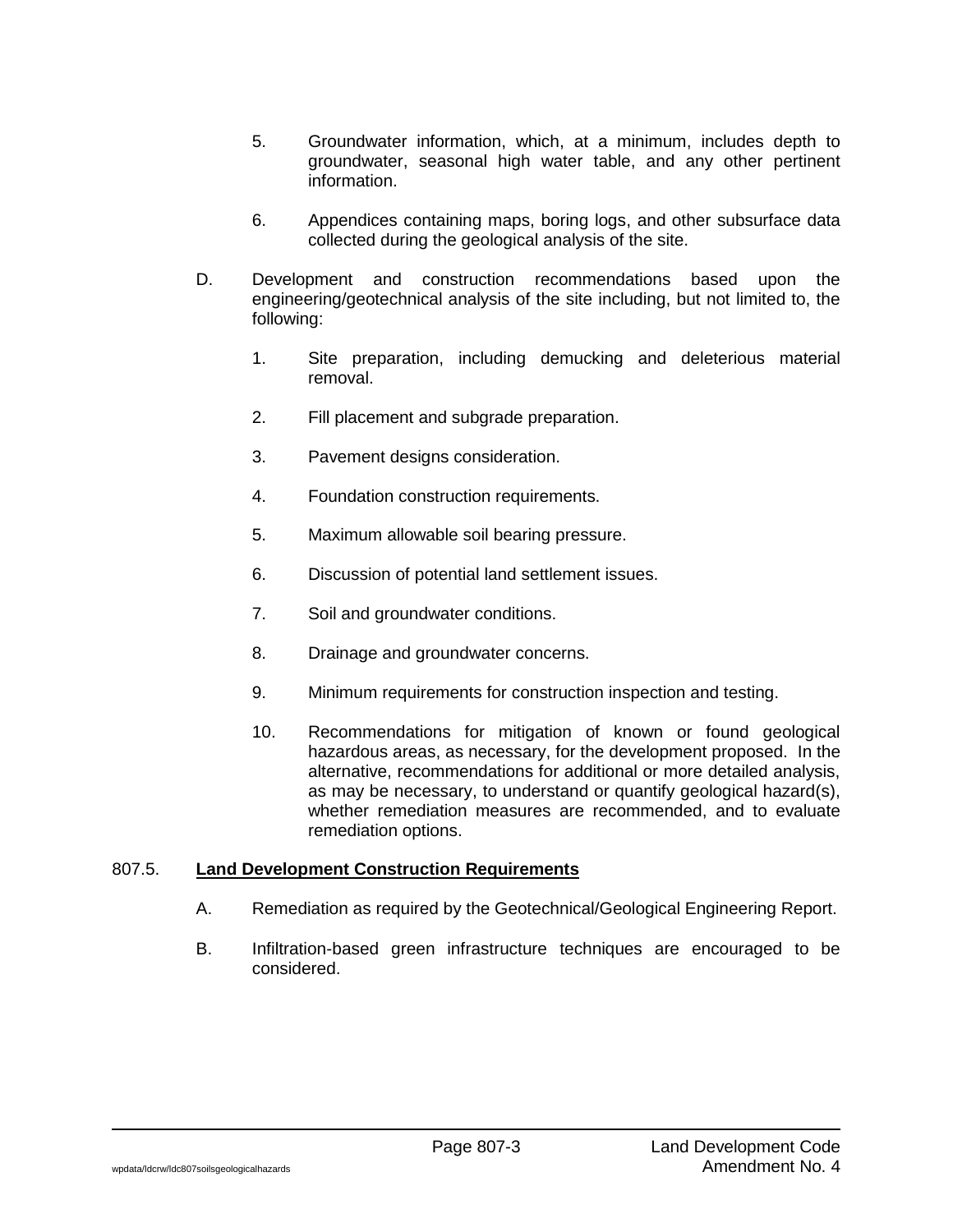5. Groundwater information, which, at a minimum, includes depth to groundwater, seasonal high water table, and any other pertinent information.

6. Appendices containing maps, boring logs, and other subsurface data collected during the geological analysis of the site.

D. Development and construction recommendations based upon the engineering/geotechnical analysis of the site including, but not limited to, the following:

   1. Site preparation, including demucking and deleterious material removal.

   2. Fill placement and subgrade preparation.

   3. Pavement designs consideration.

   4. Foundation construction requirements.

   5. Maximum allowable soil bearing pressure.

   6. Discussion of potential land settlement issues.

   7. Soil and groundwater conditions.

   8. Drainage and groundwater concerns.

   9. Minimum requirements for construction inspection and testing.

   10. Recommendations for mitigation of known or found geological hazardous areas, as necessary, for the development proposed. In the alternative, recommendations for additional or more detailed analysis, as may be necessary, to understand or quantify geological hazard(s), whether remediation measures are recommended, and to evaluate remediation options.

807.5. **Land Development Construction Requirements**

A. Remediation as required by the Geotechnical/Geological Engineering Report.

B. Infiltration-based green infrastructure techniques are encouraged to be considered.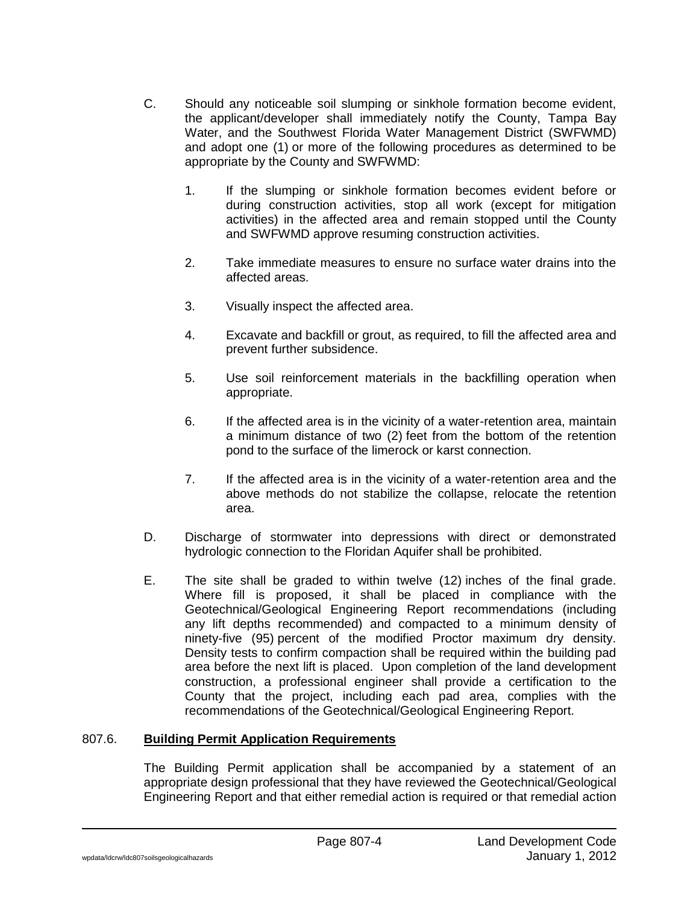C. Should any noticeable soil slumping or sinkhole formation become evident, the applicant/developer shall immediately notify the County, Tampa Bay Water, and the Southwest Florida Water Management District (SWFWMD) and adopt one (1) or more of the following procedures as determined to be appropriate by the County and SWFWMD:

   1. If the slumping or sinkhole formation becomes evident before or during construction activities, stop all work (except for mitigation activities) in the affected area and remain stopped until the County and SWFWMD approve resuming construction activities.

   2. Take immediate measures to ensure no surface water drains into the affected areas.

   3. Visually inspect the affected area.

   4. Excavate and backfill or grout, as required, to fill the affected area and prevent further subsidence.

   5. Use soil reinforcement materials in the backfilling operation when appropriate.

   6. If the affected area is in the vicinity of a water-retention area, maintain a minimum distance of two (2) feet from the bottom of the retention pond to the surface of the limerock or karst connection.

   7. If the affected area is in the vicinity of a water-retention area and the above methods do not stabilize the collapse, relocate the retention area.

D. Discharge of stormwater into depressions with direct or demonstrated hydrologic connection to the Floridan Aquifer shall be prohibited.

E. The site shall be graded to within twelve (12) inches of the final grade. Where fill is proposed, it shall be placed in compliance with the Geotechnical/Geological Engineering Report recommendations (including any lift depths recommended) and compacted to a minimum density of ninety-five (95) percent of the modified Proctor maximum dry density. Density tests to confirm compaction shall be required within the building pad area before the next lift is placed. Upon completion of the land development construction, a professional engineer shall provide a certification to the County that the project, including each pad area, complies with the recommendations of the Geotechnical/Geological Engineering Report.

## 807.6. **Building Permit Application Requirements**

The Building Permit application shall be accompanied by a statement of an appropriate design professional that they have reviewed the Geotechnical/Geological Engineering Report and that either remedial action is required or that remedial action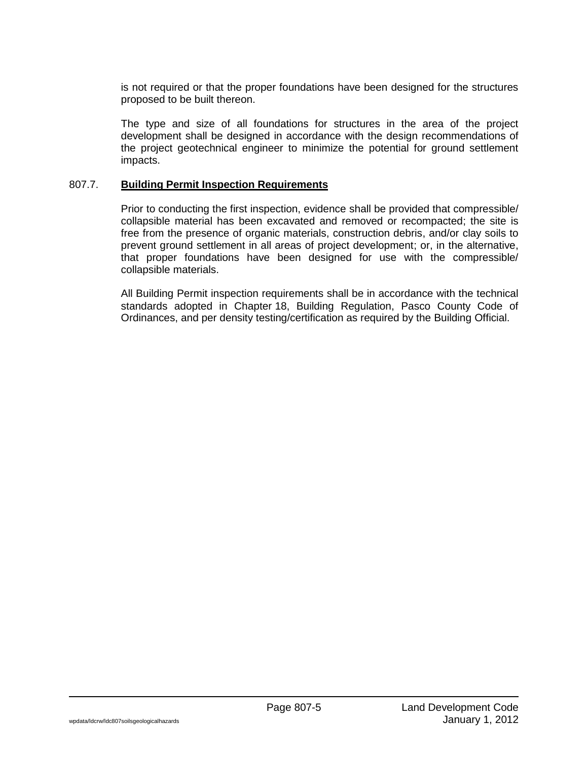is not required or that the proper foundations have been designed for the structures proposed to be built thereon.

The type and size of all foundations for structures in the area of the project development shall be designed in accordance with the design recommendations of the project geotechnical engineer to minimize the potential for ground settlement impacts.

## 807.7. **Building Permit Inspection Requirements**

Prior to conducting the first inspection, evidence shall be provided that compressible/ collapsible material has been excavated and removed or recompacted; the site is free from the presence of organic materials, construction debris, and/or clay soils to prevent ground settlement in all areas of project development; or, in the alternative, that proper foundations have been designed for use with the compressible/ collapsible materials.

All Building Permit inspection requirements shall be in accordance with the technical standards adopted in Chapter 18, Building Regulation, Pasco County Code of Ordinances, and per density testing/certification as required by the Building Official.